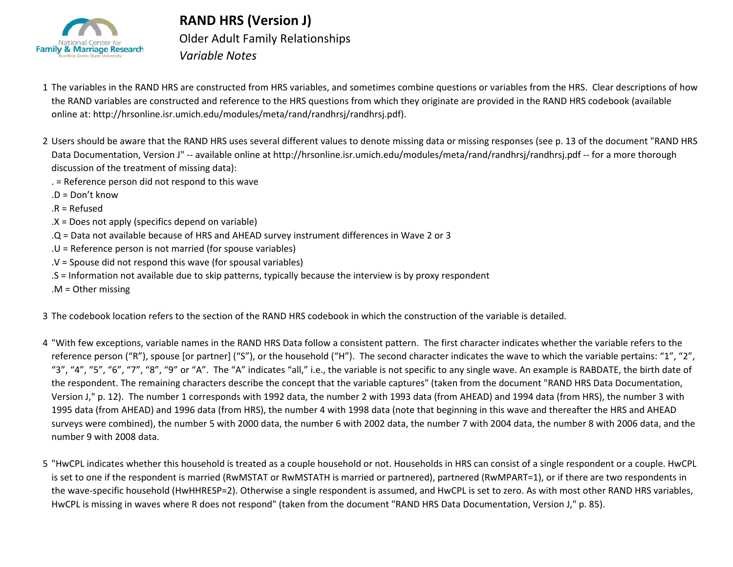# RAND HRS (Version J)

Older Adult Family Relationships

*Variable Notes*

1. The variables in the RAND HRS are constructed from HRS variables, and sometimes combine questions or variables from the HRS. Clear descriptions of how the RAND variables are constructed and reference to the HRS questions from which they originate are provided in the RAND HRS codebook (available online at: http://hrsonline.isr.umich.edu/modules/meta/rand/randhrsj/randhrsj.pdf).

2. Users should be aware that the RAND HRS uses several different values to denote missing data or missing responses (see p. 13 of the document "RAND HRS Data Documentation, Version J" -- available online at http://hrsonline.isr.umich.edu/modules/meta/rand/randhrsj/randhrsj.pdf -- for a more thorough discussion of the treatment of missing data):
   . = Reference person did not respond to this wave
   .D = Don't know
   .R = Refused
   .X = Does not apply (specifics depend on variable)
   .Q = Data not available because of HRS and AHEAD survey instrument differences in Wave 2 or 3
   .U = Reference person is not married (for spouse variables)
   .V = Spouse did not respond this wave (for spousal variables)
   .S = Information not available due to skip patterns, typically because the interview is by proxy respondent
   .M = Other missing

3. The codebook location refers to the section of the RAND HRS codebook in which the construction of the variable is detailed.

4. "With few exceptions, variable names in the RAND HRS Data follow a consistent pattern. The first character indicates whether the variable refers to the reference person ("R"), spouse [or partner] ("S"), or the household ("H"). The second character indicates the wave to which the variable pertains: "1", "2", "3", "4", "5", "6", "7", "8", "9" or "A". The "A" indicates "all," i.e., the variable is not specific to any single wave. An example is RABDATE, the birth date of the respondent. The remaining characters describe the concept that the variable captures" (taken from the document "RAND HRS Data Documentation, Version J," p. 12). The number 1 corresponds with 1992 data, the number 2 with 1993 data (from AHEAD) and 1994 data (from HRS), the number 3 with 1995 data (from AHEAD) and 1996 data (from HRS), the number 4 with 1998 data (note that beginning in this wave and thereafter the HRS and AHEAD surveys were combined), the number 5 with 2000 data, the number 6 with 2002 data, the number 7 with 2004 data, the number 8 with 2006 data, and the number 9 with 2008 data.

5. "HwCPL indicates whether this household is treated as a couple household or not. Households in HRS can consist of a single respondent or a couple. HwCPL is set to one if the respondent is married (RwMSTAT or RwMSTATH is married or partnered), partnered (RwMPART=1), or if there are two respondents in the wave-specific household (HwHHRESP=2). Otherwise a single respondent is assumed, and HwCPL is set to zero. As with most other RAND HRS variables, HwCPL is missing in waves where R does not respond" (taken from the document "RAND HRS Data Documentation, Version J," p. 85).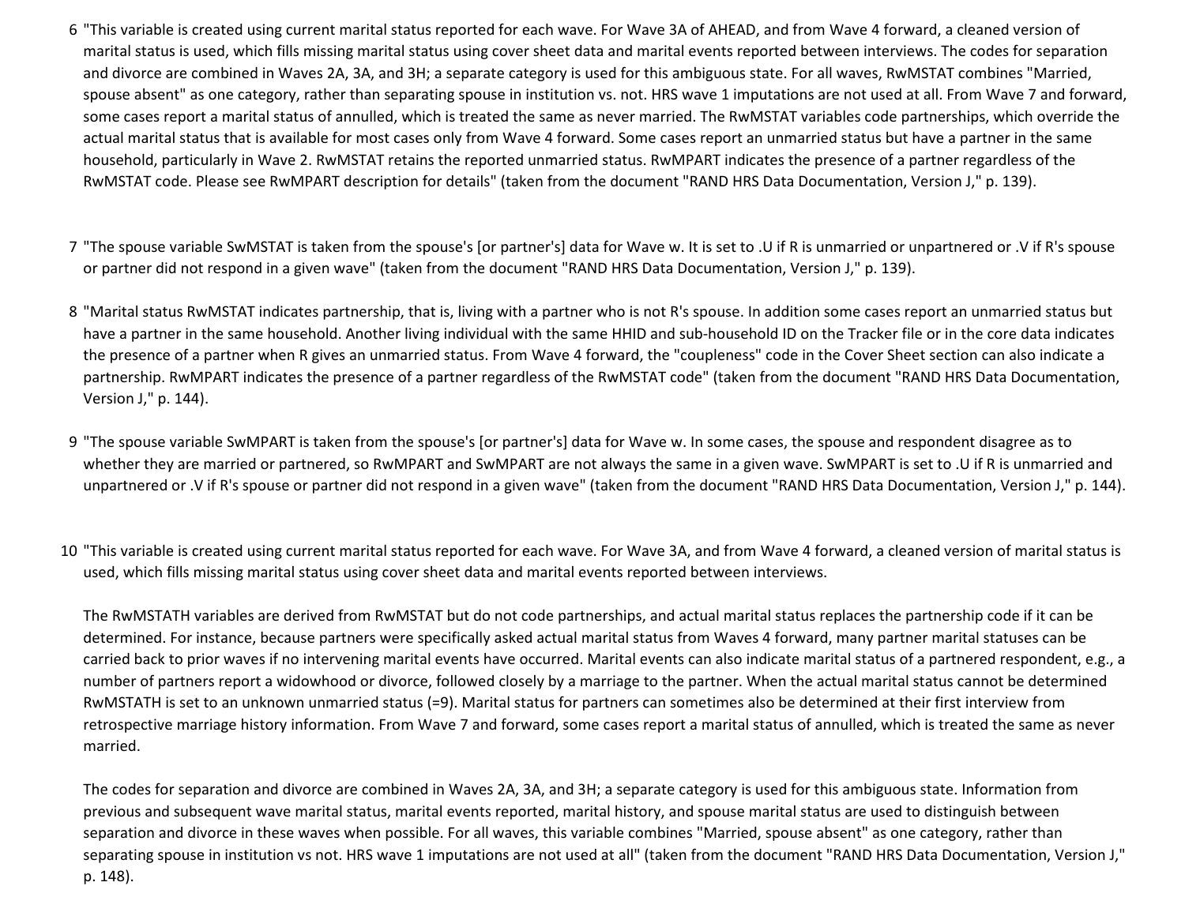6 "This variable is created using current marital status reported for each wave. For Wave 3A of AHEAD, and from Wave 4 forward, a cleaned version of marital status is used, which fills missing marital status using cover sheet data and marital events reported between interviews. The codes for separation and divorce are combined in Waves 2A, 3A, and 3H; a separate category is used for this ambiguous state. For all waves, RwMSTAT combines "Married, spouse absent" as one category, rather than separating spouse in institution vs. not. HRS wave 1 imputations are not used at all. From Wave 7 and forward, some cases report a marital status of annulled, which is treated the same as never married. The RwMSTAT variables code partnerships, which override the actual marital status that is available for most cases only from Wave 4 forward. Some cases report an unmarried status but have a partner in the same household, particularly in Wave 2. RwMSTAT retains the reported unmarried status. RwMPART indicates the presence of a partner regardless of the RwMSTAT code. Please see RwMPART description for details" (taken from the document "RAND HRS Data Documentation, Version J," p. 139).

7 "The spouse variable SwMSTAT is taken from the spouse's [or partner's] data for Wave w. It is set to .U if R is unmarried or unpartnered or .V if R's spouse or partner did not respond in a given wave" (taken from the document "RAND HRS Data Documentation, Version J," p. 139).

8 "Marital status RwMSTAT indicates partnership, that is, living with a partner who is not R's spouse. In addition some cases report an unmarried status but have a partner in the same household. Another living individual with the same HHID and sub-household ID on the Tracker file or in the core data indicates the presence of a partner when R gives an unmarried status. From Wave 4 forward, the "coupleness" code in the Cover Sheet section can also indicate a partnership. RwMPART indicates the presence of a partner regardless of the RwMSTAT code" (taken from the document "RAND HRS Data Documentation, Version J," p. 144).

9 "The spouse variable SwMPART is taken from the spouse's [or partner's] data for Wave w. In some cases, the spouse and respondent disagree as to whether they are married or partnered, so RwMPART and SwMPART are not always the same in a given wave. SwMPART is set to .U if R is unmarried and unpartnered or .V if R's spouse or partner did not respond in a given wave" (taken from the document "RAND HRS Data Documentation, Version J," p. 144).

10 "This variable is created using current marital status reported for each wave. For Wave 3A, and from Wave 4 forward, a cleaned version of marital status is used, which fills missing marital status using cover sheet data and marital events reported between interviews.

The RwMSTATH variables are derived from RwMSTAT but do not code partnerships, and actual marital status replaces the partnership code if it can be determined. For instance, because partners were specifically asked actual marital status from Waves 4 forward, many partner marital statuses can be carried back to prior waves if no intervening marital events have occurred. Marital events can also indicate marital status of a partnered respondent, e.g., a number of partners report a widowhood or divorce, followed closely by a marriage to the partner. When the actual marital status cannot be determined RwMSTATH is set to an unknown unmarried status (=9). Marital status for partners can sometimes also be determined at their first interview from retrospective marriage history information. From Wave 7 and forward, some cases report a marital status of annulled, which is treated the same as never married.

The codes for separation and divorce are combined in Waves 2A, 3A, and 3H; a separate category is used for this ambiguous state. Information from previous and subsequent wave marital status, marital events reported, marital history, and spouse marital status are used to distinguish between separation and divorce in these waves when possible. For all waves, this variable combines "Married, spouse absent" as one category, rather than separating spouse in institution vs not. HRS wave 1 imputations are not used at all" (taken from the document "RAND HRS Data Documentation, Version J," p. 148).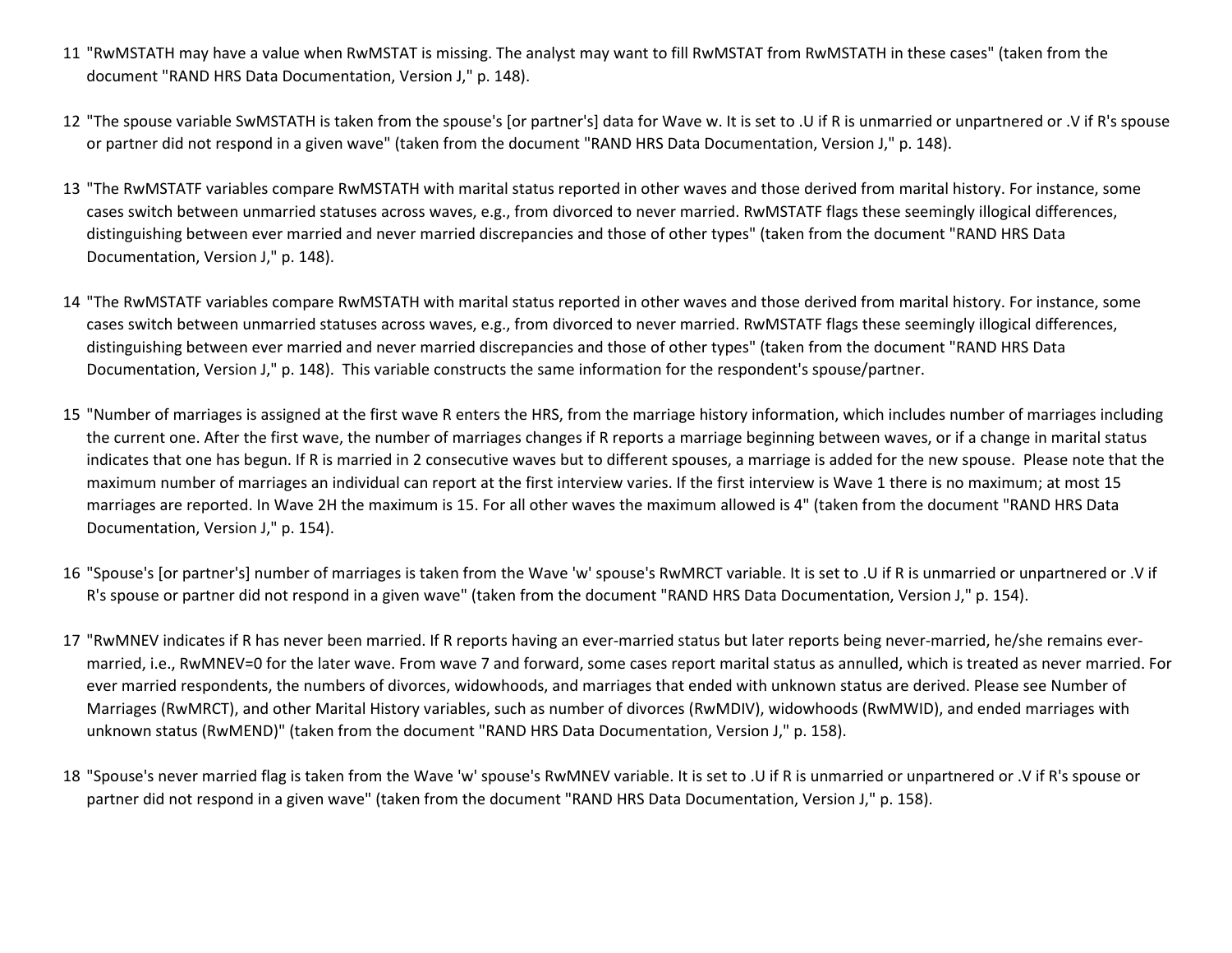11 "RwMSTATH may have a value when RwMSTAT is missing. The analyst may want to fill RwMSTAT from RwMSTATH in these cases" (taken from the document "RAND HRS Data Documentation, Version J," p. 148).

12 "The spouse variable SwMSTATH is taken from the spouse's [or partner's] data for Wave w. It is set to .U if R is unmarried or unpartnered or .V if R's spouse or partner did not respond in a given wave" (taken from the document "RAND HRS Data Documentation, Version J," p. 148).

13 "The RwMSTATF variables compare RwMSTATH with marital status reported in other waves and those derived from marital history. For instance, some cases switch between unmarried statuses across waves, e.g., from divorced to never married. RwMSTATF flags these seemingly illogical differences, distinguishing between ever married and never married discrepancies and those of other types" (taken from the document "RAND HRS Data Documentation, Version J," p. 148).

14 "The RwMSTATF variables compare RwMSTATH with marital status reported in other waves and those derived from marital history. For instance, some cases switch between unmarried statuses across waves, e.g., from divorced to never married. RwMSTATF flags these seemingly illogical differences, distinguishing between ever married and never married discrepancies and those of other types" (taken from the document "RAND HRS Data Documentation, Version J," p. 148). This variable constructs the same information for the respondent's spouse/partner.

15 "Number of marriages is assigned at the first wave R enters the HRS, from the marriage history information, which includes number of marriages including the current one. After the first wave, the number of marriages changes if R reports a marriage beginning between waves, or if a change in marital status indicates that one has begun. If R is married in 2 consecutive waves but to different spouses, a marriage is added for the new spouse. Please note that the maximum number of marriages an individual can report at the first interview varies. If the first interview is Wave 1 there is no maximum; at most 15 marriages are reported. In Wave 2H the maximum is 15. For all other waves the maximum allowed is 4" (taken from the document "RAND HRS Data Documentation, Version J," p. 154).

16 "Spouse's [or partner's] number of marriages is taken from the Wave 'w' spouse's RwMRCT variable. It is set to .U if R is unmarried or unpartnered or .V if R's spouse or partner did not respond in a given wave" (taken from the document "RAND HRS Data Documentation, Version J," p. 154).

17 "RwMNEV indicates if R has never been married. If R reports having an ever-married status but later reports being never-married, he/she remains ever-married, i.e., RwMNEV=0 for the later wave. From wave 7 and forward, some cases report marital status as annulled, which is treated as never married. For ever married respondents, the numbers of divorces, widowhoods, and marriages that ended with unknown status are derived. Please see Number of Marriages (RwMRCT), and other Marital History variables, such as number of divorces (RwMDIV), widowhoods (RwMWID), and ended marriages with unknown status (RwMEND)" (taken from the document "RAND HRS Data Documentation, Version J," p. 158).

18 "Spouse's never married flag is taken from the Wave 'w' spouse's RwMNEV variable. It is set to .U if R is unmarried or unpartnered or .V if R's spouse or partner did not respond in a given wave" (taken from the document "RAND HRS Data Documentation, Version J," p. 158).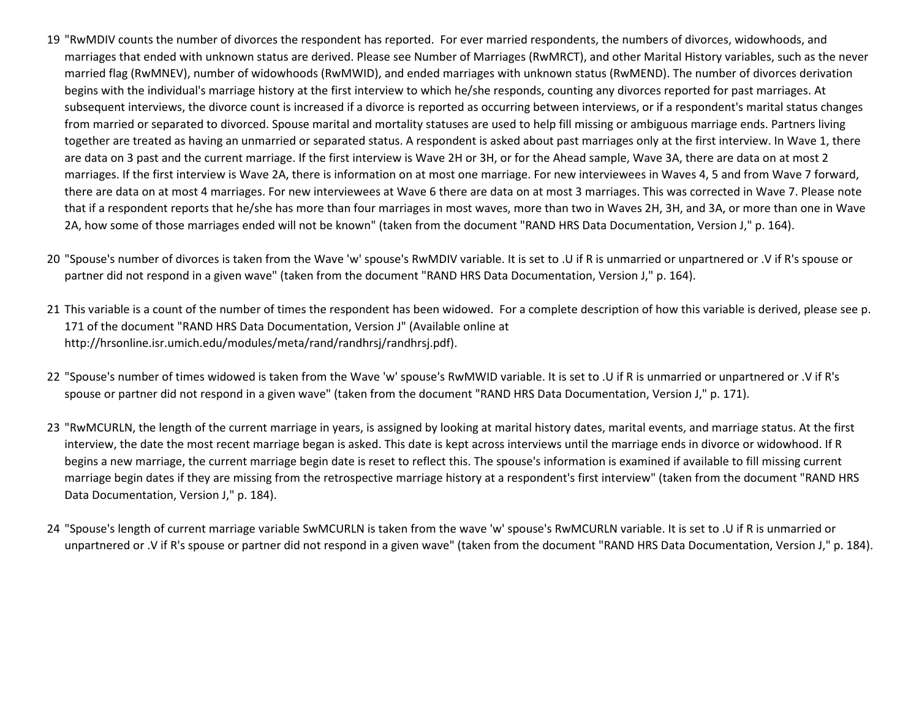19 "RwMDIV counts the number of divorces the respondent has reported. For ever married respondents, the numbers of divorces, widowhoods, and marriages that ended with unknown status are derived. Please see Number of Marriages (RwMRCT), and other Marital History variables, such as the never married flag (RwMNEV), number of widowhoods (RwMWID), and ended marriages with unknown status (RwMEND). The number of divorces derivation begins with the individual's marriage history at the first interview to which he/she responds, counting any divorces reported for past marriages. At subsequent interviews, the divorce count is increased if a divorce is reported as occurring between interviews, or if a respondent's marital status changes from married or separated to divorced. Spouse marital and mortality statuses are used to help fill missing or ambiguous marriage ends. Partners living together are treated as having an unmarried or separated status. A respondent is asked about past marriages only at the first interview. In Wave 1, there are data on 3 past and the current marriage. If the first interview is Wave 2H or 3H, or for the Ahead sample, Wave 3A, there are data on at most 2 marriages. If the first interview is Wave 2A, there is information on at most one marriage. For new interviewees in Waves 4, 5 and from Wave 7 forward, there are data on at most 4 marriages. For new interviewees at Wave 6 there are data on at most 3 marriages. This was corrected in Wave 7. Please note that if a respondent reports that he/she has more than four marriages in most waves, more than two in Waves 2H, 3H, and 3A, or more than one in Wave 2A, how some of those marriages ended will not be known" (taken from the document "RAND HRS Data Documentation, Version J," p. 164).

20 "Spouse's number of divorces is taken from the Wave 'w' spouse's RwMDIV variable. It is set to .U if R is unmarried or unpartnered or .V if R's spouse or partner did not respond in a given wave" (taken from the document "RAND HRS Data Documentation, Version J," p. 164).

21 This variable is a count of the number of times the respondent has been widowed. For a complete description of how this variable is derived, please see p. 171 of the document "RAND HRS Data Documentation, Version J" (Available online at http://hrsonline.isr.umich.edu/modules/meta/rand/randhrsj/randhrsj.pdf).

22 "Spouse's number of times widowed is taken from the Wave 'w' spouse's RwMWID variable. It is set to .U if R is unmarried or unpartnered or .V if R's spouse or partner did not respond in a given wave" (taken from the document "RAND HRS Data Documentation, Version J," p. 171).

23 "RwMCURLN, the length of the current marriage in years, is assigned by looking at marital history dates, marital events, and marriage status. At the first interview, the date the most recent marriage began is asked. This date is kept across interviews until the marriage ends in divorce or widowhood. If R begins a new marriage, the current marriage begin date is reset to reflect this. The spouse's information is examined if available to fill missing current marriage begin dates if they are missing from the retrospective marriage history at a respondent's first interview" (taken from the document "RAND HRS Data Documentation, Version J," p. 184).

24 "Spouse's length of current marriage variable SwMCURLN is taken from the wave 'w' spouse's RwMCURLN variable. It is set to .U if R is unmarried or unpartnered or .V if R's spouse or partner did not respond in a given wave" (taken from the document "RAND HRS Data Documentation, Version J," p. 184).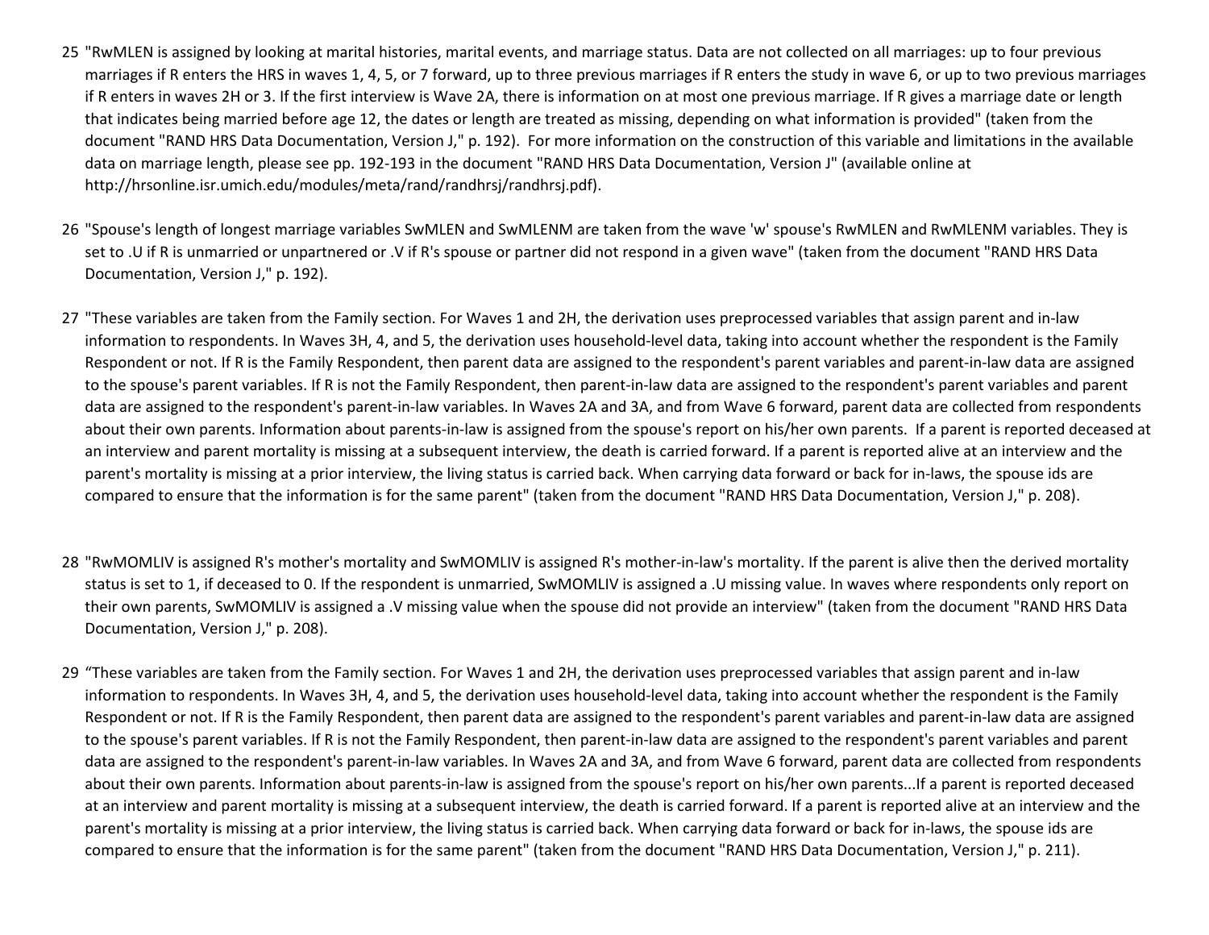25 "RwMLEN is assigned by looking at marital histories, marital events, and marriage status. Data are not collected on all marriages: up to four previous marriages if R enters the HRS in waves 1, 4, 5, or 7 forward, up to three previous marriages if R enters the study in wave 6, or up to two previous marriages if R enters in waves 2H or 3. If the first interview is Wave 2A, there is information on at most one previous marriage. If R gives a marriage date or length that indicates being married before age 12, the dates or length are treated as missing, depending on what information is provided" (taken from the document "RAND HRS Data Documentation, Version J," p. 192). For more information on the construction of this variable and limitations in the available data on marriage length, please see pp. 192-193 in the document "RAND HRS Data Documentation, Version J" (available online at http://hrsonline.isr.umich.edu/modules/meta/rand/randhrsj/randhrsj.pdf).

26 "Spouse's length of longest marriage variables SwMLEN and SwMLENM are taken from the wave 'w' spouse's RwMLEN and RwMLENM variables. They is set to .U if R is unmarried or unpartnered or .V if R's spouse or partner did not respond in a given wave" (taken from the document "RAND HRS Data Documentation, Version J," p. 192).

27 "These variables are taken from the Family section. For Waves 1 and 2H, the derivation uses preprocessed variables that assign parent and in-law information to respondents. In Waves 3H, 4, and 5, the derivation uses household-level data, taking into account whether the respondent is the Family Respondent or not. If R is the Family Respondent, then parent data are assigned to the respondent's parent variables and parent-in-law data are assigned to the spouse's parent variables. If R is not the Family Respondent, then parent-in-law data are assigned to the respondent's parent variables and parent data are assigned to the respondent's parent-in-law variables. In Waves 2A and 3A, and from Wave 6 forward, parent data are collected from respondents about their own parents. Information about parents-in-law is assigned from the spouse's report on his/her own parents. If a parent is reported deceased at an interview and parent mortality is missing at a subsequent interview, the death is carried forward. If a parent is reported alive at an interview and the parent's mortality is missing at a prior interview, the living status is carried back. When carrying data forward or back for in-laws, the spouse ids are compared to ensure that the information is for the same parent" (taken from the document "RAND HRS Data Documentation, Version J," p. 208).

28 "RwMOMLIV is assigned R's mother's mortality and SwMOMLIV is assigned R's mother-in-law's mortality. If the parent is alive then the derived mortality status is set to 1, if deceased to 0. If the respondent is unmarried, SwMOMLIV is assigned a .U missing value. In waves where respondents only report on their own parents, SwMOMLIV is assigned a .V missing value when the spouse did not provide an interview" (taken from the document "RAND HRS Data Documentation, Version J," p. 208).

29 "These variables are taken from the Family section. For Waves 1 and 2H, the derivation uses preprocessed variables that assign parent and in-law information to respondents. In Waves 3H, 4, and 5, the derivation uses household-level data, taking into account whether the respondent is the Family Respondent or not. If R is the Family Respondent, then parent data are assigned to the respondent's parent variables and parent-in-law data are assigned to the spouse's parent variables. If R is not the Family Respondent, then parent-in-law data are assigned to the respondent's parent variables and parent data are assigned to the respondent's parent-in-law variables. In Waves 2A and 3A, and from Wave 6 forward, parent data are collected from respondents about their own parents. Information about parents-in-law is assigned from the spouse's report on his/her own parents...If a parent is reported deceased at an interview and parent mortality is missing at a subsequent interview, the death is carried forward. If a parent is reported alive at an interview and the parent's mortality is missing at a prior interview, the living status is carried back. When carrying data forward or back for in-laws, the spouse ids are compared to ensure that the information is for the same parent" (taken from the document "RAND HRS Data Documentation, Version J," p. 211).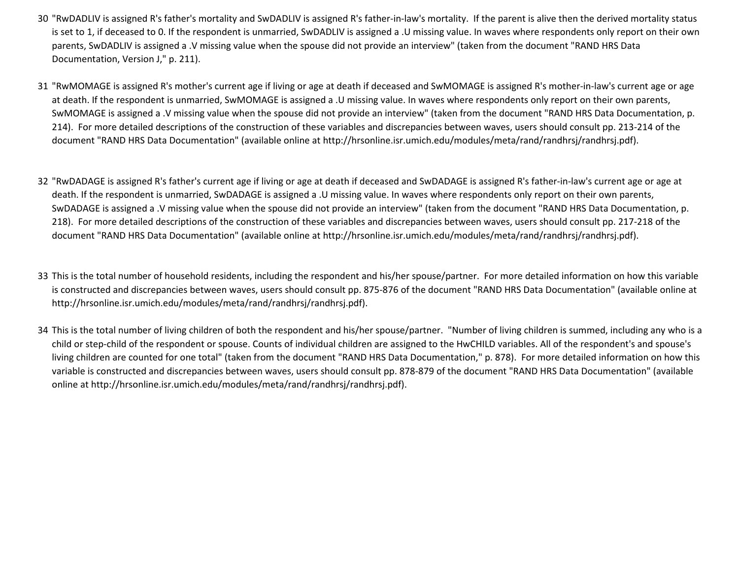30 "RwDADLIV is assigned R's father's mortality and SwDADLIV is assigned R's father-in-law's mortality.  If the parent is alive then the derived mortality status is set to 1, if deceased to 0. If the respondent is unmarried, SwDADLIV is assigned a .U missing value. In waves where respondents only report on their own parents, SwDADLIV is assigned a .V missing value when the spouse did not provide an interview" (taken from the document "RAND HRS Data Documentation, Version J," p. 211).

31 "RwMOMAGE is assigned R's mother's current age if living or age at death if deceased and SwMOMAGE is assigned R's mother-in-law's current age or age at death. If the respondent is unmarried, SwMOMAGE is assigned a .U missing value. In waves where respondents only report on their own parents, SwMOMAGE is assigned a .V missing value when the spouse did not provide an interview" (taken from the document "RAND HRS Data Documentation, p. 214).  For more detailed descriptions of the construction of these variables and discrepancies between waves, users should consult pp. 213-214 of the document "RAND HRS Data Documentation" (available online at http://hrsonline.isr.umich.edu/modules/meta/rand/randhrsj/randhrsj.pdf).

32 "RwDADAGE is assigned R's father's current age if living or age at death if deceased and SwDADAGE is assigned R's father-in-law's current age or age at death. If the respondent is unmarried, SwDADAGE is assigned a .U missing value. In waves where respondents only report on their own parents, SwDADAGE is assigned a .V missing value when the spouse did not provide an interview" (taken from the document "RAND HRS Data Documentation, p. 218).  For more detailed descriptions of the construction of these variables and discrepancies between waves, users should consult pp. 217-218 of the document "RAND HRS Data Documentation" (available online at http://hrsonline.isr.umich.edu/modules/meta/rand/randhrsj/randhrsj.pdf).

33 This is the total number of household residents, including the respondent and his/her spouse/partner.  For more detailed information on how this variable is constructed and discrepancies between waves, users should consult pp. 875-876 of the document "RAND HRS Data Documentation" (available online at http://hrsonline.isr.umich.edu/modules/meta/rand/randhrsj/randhrsj.pdf).

34 This is the total number of living children of both the respondent and his/her spouse/partner.  "Number of living children is summed, including any who is a child or step-child of the respondent or spouse. Counts of individual children are assigned to the HwCHILD variables. All of the respondent's and spouse's living children are counted for one total" (taken from the document "RAND HRS Data Documentation," p. 878).  For more detailed information on how this variable is constructed and discrepancies between waves, users should consult pp. 878-879 of the document "RAND HRS Data Documentation" (available online at http://hrsonline.isr.umich.edu/modules/meta/rand/randhrsj/randhrsj.pdf).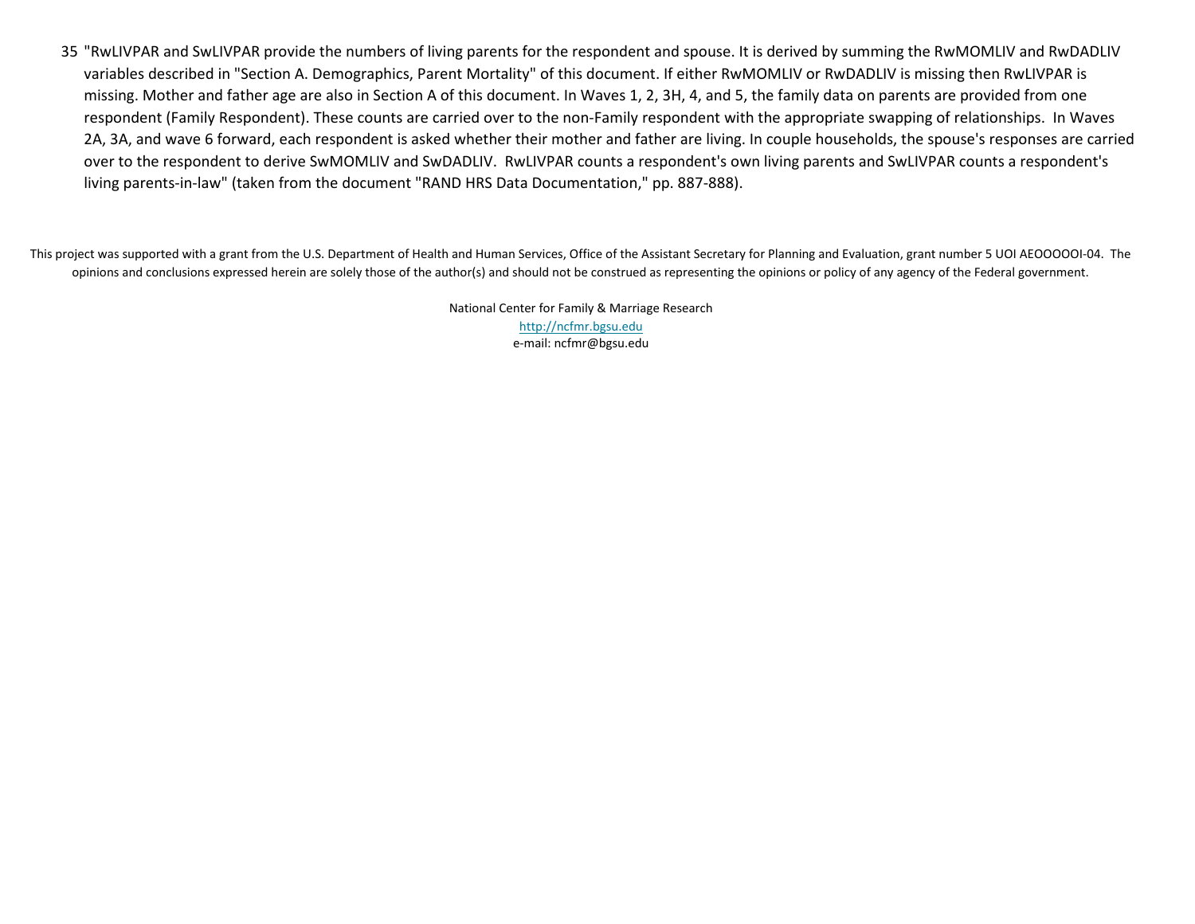35 "RwLIVPAR and SwLIVPAR provide the numbers of living parents for the respondent and spouse. It is derived by summing the RwMOMLIV and RwDADLIV variables described in "Section A. Demographics, Parent Mortality" of this document. If either RwMOMLIV or RwDADLIV is missing then RwLIVPAR is missing. Mother and father age are also in Section A of this document. In Waves 1, 2, 3H, 4, and 5, the family data on parents are provided from one respondent (Family Respondent). These counts are carried over to the non-Family respondent with the appropriate swapping of relationships. In Waves 2A, 3A, and wave 6 forward, each respondent is asked whether their mother and father are living. In couple households, the spouse's responses are carried over to the respondent to derive SwMOMLIV and SwDADLIV. RwLIVPAR counts a respondent's own living parents and SwLIVPAR counts a respondent's living parents-in-law" (taken from the document "RAND HRS Data Documentation," pp. 887-888).

This project was supported with a grant from the U.S. Department of Health and Human Services, Office of the Assistant Secretary for Planning and Evaluation, grant number 5 UOI AEOOOOOI-04. The opinions and conclusions expressed herein are solely those of the author(s) and should not be construed as representing the opinions or policy of any agency of the Federal government.

National Center for Family & Marriage Research
http://ncfmr.bgsu.edu
e-mail: ncfmr@bgsu.edu